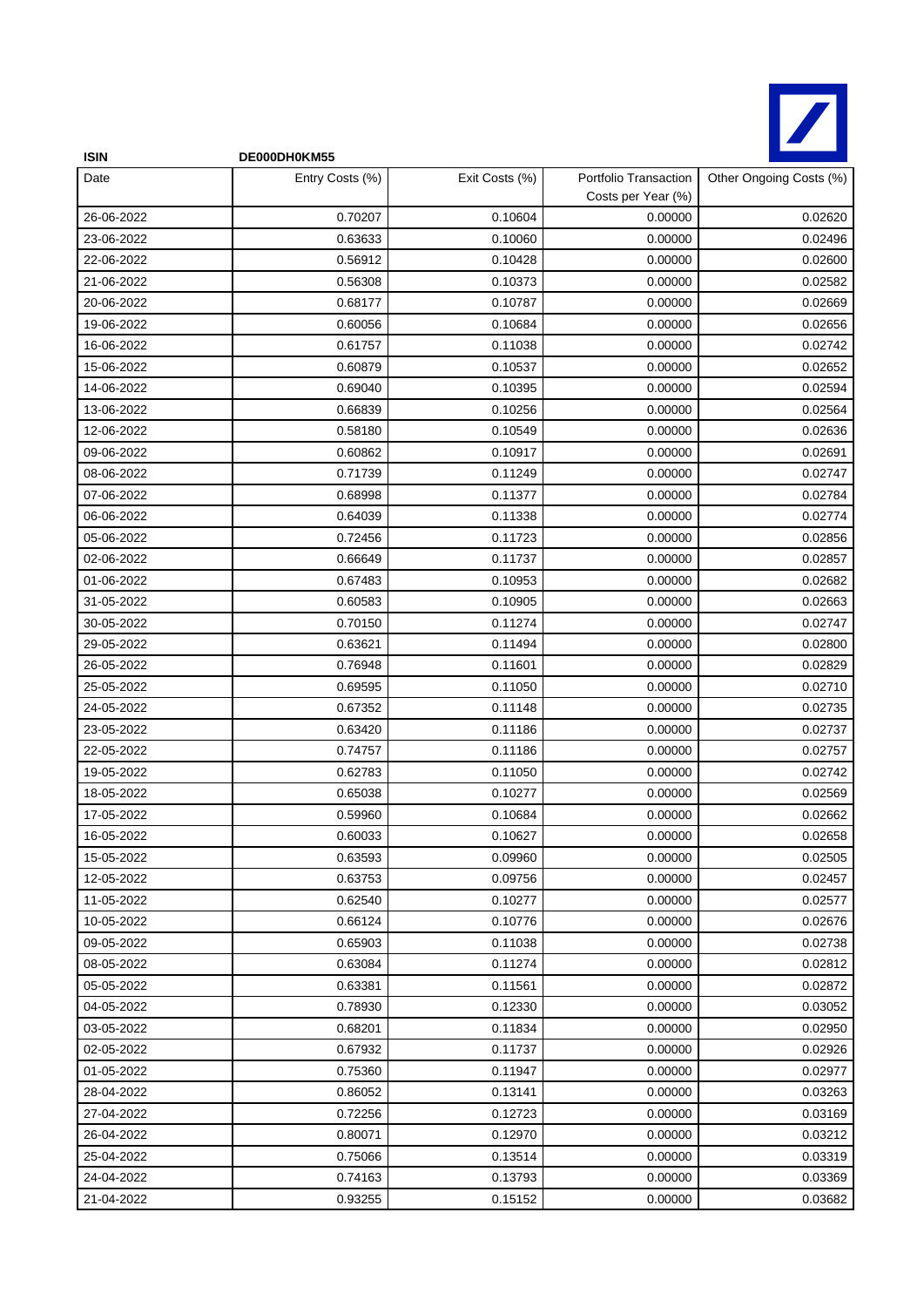**ISIN** **DE000DH0KM55**

| Date | Entry Costs (%) | Exit Costs (%) | Portfolio Transaction Costs per Year (%) | Other Ongoing Costs (%) |
|---|---|---|---|---|
| 26-06-2022 | 0.70207 | 0.10604 | 0.00000 | 0.02620 |
| 23-06-2022 | 0.63633 | 0.10060 | 0.00000 | 0.02496 |
| 22-06-2022 | 0.56912 | 0.10428 | 0.00000 | 0.02600 |
| 21-06-2022 | 0.56308 | 0.10373 | 0.00000 | 0.02582 |
| 20-06-2022 | 0.68177 | 0.10787 | 0.00000 | 0.02669 |
| 19-06-2022 | 0.60056 | 0.10684 | 0.00000 | 0.02656 |
| 16-06-2022 | 0.61757 | 0.11038 | 0.00000 | 0.02742 |
| 15-06-2022 | 0.60879 | 0.10537 | 0.00000 | 0.02652 |
| 14-06-2022 | 0.69040 | 0.10395 | 0.00000 | 0.02594 |
| 13-06-2022 | 0.66839 | 0.10256 | 0.00000 | 0.02564 |
| 12-06-2022 | 0.58180 | 0.10549 | 0.00000 | 0.02636 |
| 09-06-2022 | 0.60862 | 0.10917 | 0.00000 | 0.02691 |
| 08-06-2022 | 0.71739 | 0.11249 | 0.00000 | 0.02747 |
| 07-06-2022 | 0.68998 | 0.11377 | 0.00000 | 0.02784 |
| 06-06-2022 | 0.64039 | 0.11338 | 0.00000 | 0.02774 |
| 05-06-2022 | 0.72456 | 0.11723 | 0.00000 | 0.02856 |
| 02-06-2022 | 0.66649 | 0.11737 | 0.00000 | 0.02857 |
| 01-06-2022 | 0.67483 | 0.10953 | 0.00000 | 0.02682 |
| 31-05-2022 | 0.60583 | 0.10905 | 0.00000 | 0.02663 |
| 30-05-2022 | 0.70150 | 0.11274 | 0.00000 | 0.02747 |
| 29-05-2022 | 0.63621 | 0.11494 | 0.00000 | 0.02800 |
| 26-05-2022 | 0.76948 | 0.11601 | 0.00000 | 0.02829 |
| 25-05-2022 | 0.69595 | 0.11050 | 0.00000 | 0.02710 |
| 24-05-2022 | 0.67352 | 0.11148 | 0.00000 | 0.02735 |
| 23-05-2022 | 0.63420 | 0.11186 | 0.00000 | 0.02737 |
| 22-05-2022 | 0.74757 | 0.11186 | 0.00000 | 0.02757 |
| 19-05-2022 | 0.62783 | 0.11050 | 0.00000 | 0.02742 |
| 18-05-2022 | 0.65038 | 0.10277 | 0.00000 | 0.02569 |
| 17-05-2022 | 0.59960 | 0.10684 | 0.00000 | 0.02662 |
| 16-05-2022 | 0.60033 | 0.10627 | 0.00000 | 0.02658 |
| 15-05-2022 | 0.63593 | 0.09960 | 0.00000 | 0.02505 |
| 12-05-2022 | 0.63753 | 0.09756 | 0.00000 | 0.02457 |
| 11-05-2022 | 0.62540 | 0.10277 | 0.00000 | 0.02577 |
| 10-05-2022 | 0.66124 | 0.10776 | 0.00000 | 0.02676 |
| 09-05-2022 | 0.65903 | 0.11038 | 0.00000 | 0.02738 |
| 08-05-2022 | 0.63084 | 0.11274 | 0.00000 | 0.02812 |
| 05-05-2022 | 0.63381 | 0.11561 | 0.00000 | 0.02872 |
| 04-05-2022 | 0.78930 | 0.12330 | 0.00000 | 0.03052 |
| 03-05-2022 | 0.68201 | 0.11834 | 0.00000 | 0.02950 |
| 02-05-2022 | 0.67932 | 0.11737 | 0.00000 | 0.02926 |
| 01-05-2022 | 0.75360 | 0.11947 | 0.00000 | 0.02977 |
| 28-04-2022 | 0.86052 | 0.13141 | 0.00000 | 0.03263 |
| 27-04-2022 | 0.72256 | 0.12723 | 0.00000 | 0.03169 |
| 26-04-2022 | 0.80071 | 0.12970 | 0.00000 | 0.03212 |
| 25-04-2022 | 0.75066 | 0.13514 | 0.00000 | 0.03319 |
| 24-04-2022 | 0.74163 | 0.13793 | 0.00000 | 0.03369 |
| 21-04-2022 | 0.93255 | 0.15152 | 0.00000 | 0.03682 |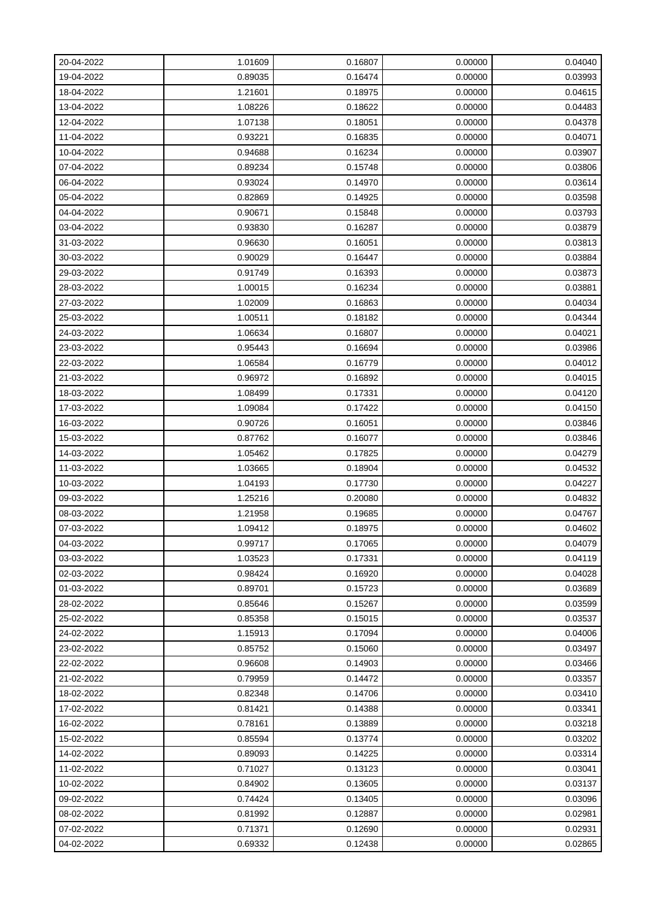| | | | | |
|---|---|---|---|---|
| 20-04-2022 | 1.01609 | 0.16807 | 0.00000 | 0.04040 |
| 19-04-2022 | 0.89035 | 0.16474 | 0.00000 | 0.03993 |
| 18-04-2022 | 1.21601 | 0.18975 | 0.00000 | 0.04615 |
| 13-04-2022 | 1.08226 | 0.18622 | 0.00000 | 0.04483 |
| 12-04-2022 | 1.07138 | 0.18051 | 0.00000 | 0.04378 |
| 11-04-2022 | 0.93221 | 0.16835 | 0.00000 | 0.04071 |
| 10-04-2022 | 0.94688 | 0.16234 | 0.00000 | 0.03907 |
| 07-04-2022 | 0.89234 | 0.15748 | 0.00000 | 0.03806 |
| 06-04-2022 | 0.93024 | 0.14970 | 0.00000 | 0.03614 |
| 05-04-2022 | 0.82869 | 0.14925 | 0.00000 | 0.03598 |
| 04-04-2022 | 0.90671 | 0.15848 | 0.00000 | 0.03793 |
| 03-04-2022 | 0.93830 | 0.16287 | 0.00000 | 0.03879 |
| 31-03-2022 | 0.96630 | 0.16051 | 0.00000 | 0.03813 |
| 30-03-2022 | 0.90029 | 0.16447 | 0.00000 | 0.03884 |
| 29-03-2022 | 0.91749 | 0.16393 | 0.00000 | 0.03873 |
| 28-03-2022 | 1.00015 | 0.16234 | 0.00000 | 0.03881 |
| 27-03-2022 | 1.02009 | 0.16863 | 0.00000 | 0.04034 |
| 25-03-2022 | 1.00511 | 0.18182 | 0.00000 | 0.04344 |
| 24-03-2022 | 1.06634 | 0.16807 | 0.00000 | 0.04021 |
| 23-03-2022 | 0.95443 | 0.16694 | 0.00000 | 0.03986 |
| 22-03-2022 | 1.06584 | 0.16779 | 0.00000 | 0.04012 |
| 21-03-2022 | 0.96972 | 0.16892 | 0.00000 | 0.04015 |
| 18-03-2022 | 1.08499 | 0.17331 | 0.00000 | 0.04120 |
| 17-03-2022 | 1.09084 | 0.17422 | 0.00000 | 0.04150 |
| 16-03-2022 | 0.90726 | 0.16051 | 0.00000 | 0.03846 |
| 15-03-2022 | 0.87762 | 0.16077 | 0.00000 | 0.03846 |
| 14-03-2022 | 1.05462 | 0.17825 | 0.00000 | 0.04279 |
| 11-03-2022 | 1.03665 | 0.18904 | 0.00000 | 0.04532 |
| 10-03-2022 | 1.04193 | 0.17730 | 0.00000 | 0.04227 |
| 09-03-2022 | 1.25216 | 0.20080 | 0.00000 | 0.04832 |
| 08-03-2022 | 1.21958 | 0.19685 | 0.00000 | 0.04767 |
| 07-03-2022 | 1.09412 | 0.18975 | 0.00000 | 0.04602 |
| 04-03-2022 | 0.99717 | 0.17065 | 0.00000 | 0.04079 |
| 03-03-2022 | 1.03523 | 0.17331 | 0.00000 | 0.04119 |
| 02-03-2022 | 0.98424 | 0.16920 | 0.00000 | 0.04028 |
| 01-03-2022 | 0.89701 | 0.15723 | 0.00000 | 0.03689 |
| 28-02-2022 | 0.85646 | 0.15267 | 0.00000 | 0.03599 |
| 25-02-2022 | 0.85358 | 0.15015 | 0.00000 | 0.03537 |
| 24-02-2022 | 1.15913 | 0.17094 | 0.00000 | 0.04006 |
| 23-02-2022 | 0.85752 | 0.15060 | 0.00000 | 0.03497 |
| 22-02-2022 | 0.96608 | 0.14903 | 0.00000 | 0.03466 |
| 21-02-2022 | 0.79959 | 0.14472 | 0.00000 | 0.03357 |
| 18-02-2022 | 0.82348 | 0.14706 | 0.00000 | 0.03410 |
| 17-02-2022 | 0.81421 | 0.14388 | 0.00000 | 0.03341 |
| 16-02-2022 | 0.78161 | 0.13889 | 0.00000 | 0.03218 |
| 15-02-2022 | 0.85594 | 0.13774 | 0.00000 | 0.03202 |
| 14-02-2022 | 0.89093 | 0.14225 | 0.00000 | 0.03314 |
| 11-02-2022 | 0.71027 | 0.13123 | 0.00000 | 0.03041 |
| 10-02-2022 | 0.84902 | 0.13605 | 0.00000 | 0.03137 |
| 09-02-2022 | 0.74424 | 0.13405 | 0.00000 | 0.03096 |
| 08-02-2022 | 0.81992 | 0.12887 | 0.00000 | 0.02981 |
| 07-02-2022 | 0.71371 | 0.12690 | 0.00000 | 0.02931 |
| 04-02-2022 | 0.69332 | 0.12438 | 0.00000 | 0.02865 |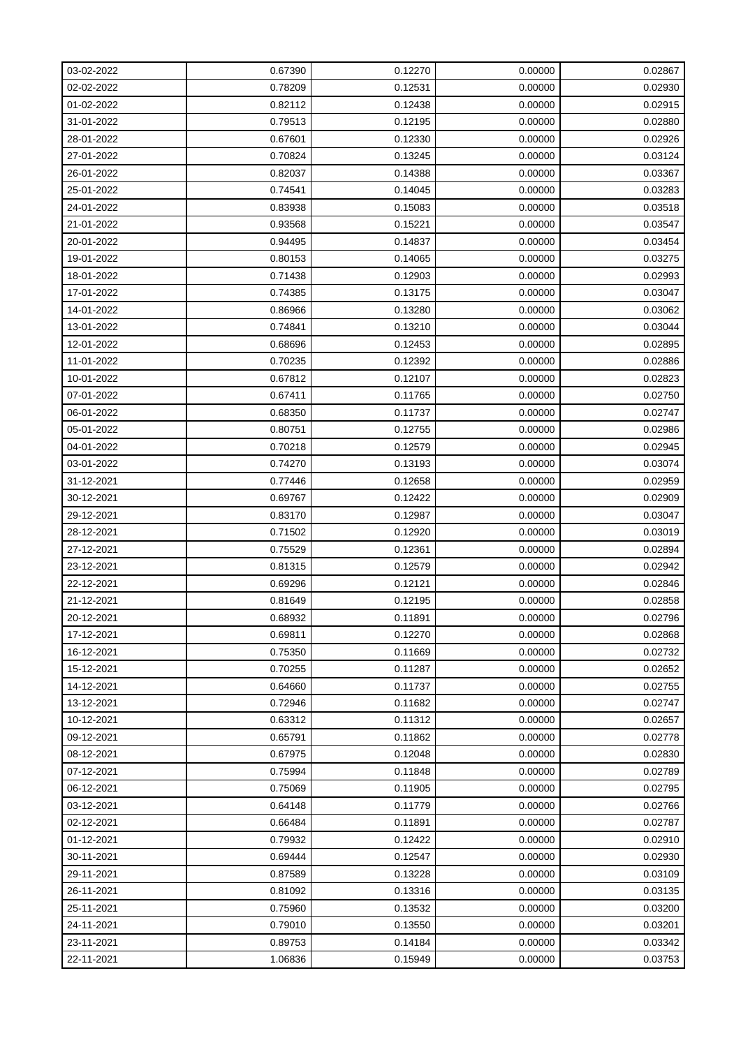| 03-02-2022 | 0.67390 | 0.12270 | 0.00000 | 0.02867 |
|---|---|---|---|---|
| 02-02-2022 | 0.78209 | 0.12531 | 0.00000 | 0.02930 |
| 01-02-2022 | 0.82112 | 0.12438 | 0.00000 | 0.02915 |
| 31-01-2022 | 0.79513 | 0.12195 | 0.00000 | 0.02880 |
| 28-01-2022 | 0.67601 | 0.12330 | 0.00000 | 0.02926 |
| 27-01-2022 | 0.70824 | 0.13245 | 0.00000 | 0.03124 |
| 26-01-2022 | 0.82037 | 0.14388 | 0.00000 | 0.03367 |
| 25-01-2022 | 0.74541 | 0.14045 | 0.00000 | 0.03283 |
| 24-01-2022 | 0.83938 | 0.15083 | 0.00000 | 0.03518 |
| 21-01-2022 | 0.93568 | 0.15221 | 0.00000 | 0.03547 |
| 20-01-2022 | 0.94495 | 0.14837 | 0.00000 | 0.03454 |
| 19-01-2022 | 0.80153 | 0.14065 | 0.00000 | 0.03275 |
| 18-01-2022 | 0.71438 | 0.12903 | 0.00000 | 0.02993 |
| 17-01-2022 | 0.74385 | 0.13175 | 0.00000 | 0.03047 |
| 14-01-2022 | 0.86966 | 0.13280 | 0.00000 | 0.03062 |
| 13-01-2022 | 0.74841 | 0.13210 | 0.00000 | 0.03044 |
| 12-01-2022 | 0.68696 | 0.12453 | 0.00000 | 0.02895 |
| 11-01-2022 | 0.70235 | 0.12392 | 0.00000 | 0.02886 |
| 10-01-2022 | 0.67812 | 0.12107 | 0.00000 | 0.02823 |
| 07-01-2022 | 0.67411 | 0.11765 | 0.00000 | 0.02750 |
| 06-01-2022 | 0.68350 | 0.11737 | 0.00000 | 0.02747 |
| 05-01-2022 | 0.80751 | 0.12755 | 0.00000 | 0.02986 |
| 04-01-2022 | 0.70218 | 0.12579 | 0.00000 | 0.02945 |
| 03-01-2022 | 0.74270 | 0.13193 | 0.00000 | 0.03074 |
| 31-12-2021 | 0.77446 | 0.12658 | 0.00000 | 0.02959 |
| 30-12-2021 | 0.69767 | 0.12422 | 0.00000 | 0.02909 |
| 29-12-2021 | 0.83170 | 0.12987 | 0.00000 | 0.03047 |
| 28-12-2021 | 0.71502 | 0.12920 | 0.00000 | 0.03019 |
| 27-12-2021 | 0.75529 | 0.12361 | 0.00000 | 0.02894 |
| 23-12-2021 | 0.81315 | 0.12579 | 0.00000 | 0.02942 |
| 22-12-2021 | 0.69296 | 0.12121 | 0.00000 | 0.02846 |
| 21-12-2021 | 0.81649 | 0.12195 | 0.00000 | 0.02858 |
| 20-12-2021 | 0.68932 | 0.11891 | 0.00000 | 0.02796 |
| 17-12-2021 | 0.69811 | 0.12270 | 0.00000 | 0.02868 |
| 16-12-2021 | 0.75350 | 0.11669 | 0.00000 | 0.02732 |
| 15-12-2021 | 0.70255 | 0.11287 | 0.00000 | 0.02652 |
| 14-12-2021 | 0.64660 | 0.11737 | 0.00000 | 0.02755 |
| 13-12-2021 | 0.72946 | 0.11682 | 0.00000 | 0.02747 |
| 10-12-2021 | 0.63312 | 0.11312 | 0.00000 | 0.02657 |
| 09-12-2021 | 0.65791 | 0.11862 | 0.00000 | 0.02778 |
| 08-12-2021 | 0.67975 | 0.12048 | 0.00000 | 0.02830 |
| 07-12-2021 | 0.75994 | 0.11848 | 0.00000 | 0.02789 |
| 06-12-2021 | 0.75069 | 0.11905 | 0.00000 | 0.02795 |
| 03-12-2021 | 0.64148 | 0.11779 | 0.00000 | 0.02766 |
| 02-12-2021 | 0.66484 | 0.11891 | 0.00000 | 0.02787 |
| 01-12-2021 | 0.79932 | 0.12422 | 0.00000 | 0.02910 |
| 30-11-2021 | 0.69444 | 0.12547 | 0.00000 | 0.02930 |
| 29-11-2021 | 0.87589 | 0.13228 | 0.00000 | 0.03109 |
| 26-11-2021 | 0.81092 | 0.13316 | 0.00000 | 0.03135 |
| 25-11-2021 | 0.75960 | 0.13532 | 0.00000 | 0.03200 |
| 24-11-2021 | 0.79010 | 0.13550 | 0.00000 | 0.03201 |
| 23-11-2021 | 0.89753 | 0.14184 | 0.00000 | 0.03342 |
| 22-11-2021 | 1.06836 | 0.15949 | 0.00000 | 0.03753 |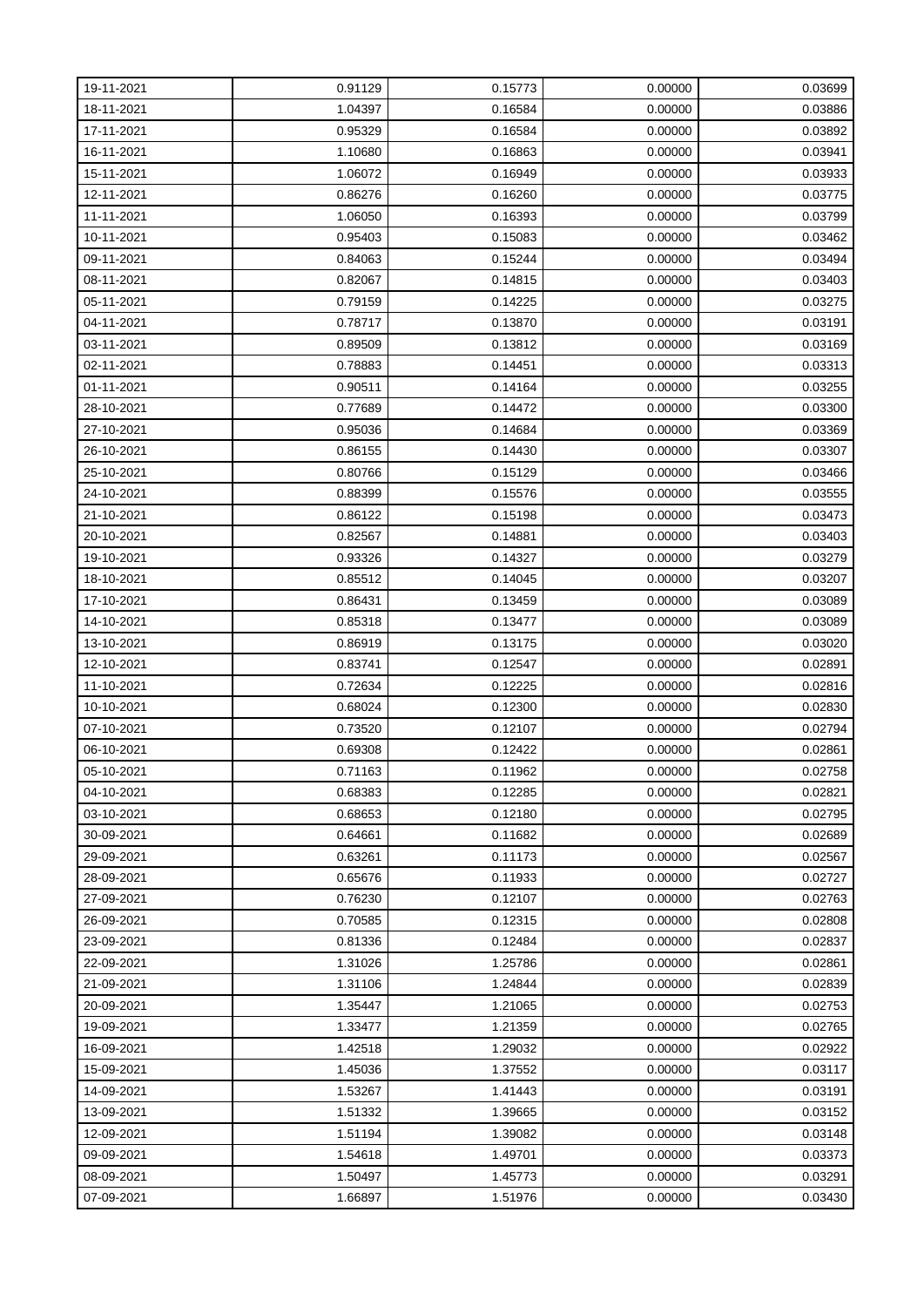| | | | | |
|---|---|---|---|---|
| 19-11-2021 | 0.91129 | 0.15773 | 0.00000 | 0.03699 |
| 18-11-2021 | 1.04397 | 0.16584 | 0.00000 | 0.03886 |
| 17-11-2021 | 0.95329 | 0.16584 | 0.00000 | 0.03892 |
| 16-11-2021 | 1.10680 | 0.16863 | 0.00000 | 0.03941 |
| 15-11-2021 | 1.06072 | 0.16949 | 0.00000 | 0.03933 |
| 12-11-2021 | 0.86276 | 0.16260 | 0.00000 | 0.03775 |
| 11-11-2021 | 1.06050 | 0.16393 | 0.00000 | 0.03799 |
| 10-11-2021 | 0.95403 | 0.15083 | 0.00000 | 0.03462 |
| 09-11-2021 | 0.84063 | 0.15244 | 0.00000 | 0.03494 |
| 08-11-2021 | 0.82067 | 0.14815 | 0.00000 | 0.03403 |
| 05-11-2021 | 0.79159 | 0.14225 | 0.00000 | 0.03275 |
| 04-11-2021 | 0.78717 | 0.13870 | 0.00000 | 0.03191 |
| 03-11-2021 | 0.89509 | 0.13812 | 0.00000 | 0.03169 |
| 02-11-2021 | 0.78883 | 0.14451 | 0.00000 | 0.03313 |
| 01-11-2021 | 0.90511 | 0.14164 | 0.00000 | 0.03255 |
| 28-10-2021 | 0.77689 | 0.14472 | 0.00000 | 0.03300 |
| 27-10-2021 | 0.95036 | 0.14684 | 0.00000 | 0.03369 |
| 26-10-2021 | 0.86155 | 0.14430 | 0.00000 | 0.03307 |
| 25-10-2021 | 0.80766 | 0.15129 | 0.00000 | 0.03466 |
| 24-10-2021 | 0.88399 | 0.15576 | 0.00000 | 0.03555 |
| 21-10-2021 | 0.86122 | 0.15198 | 0.00000 | 0.03473 |
| 20-10-2021 | 0.82567 | 0.14881 | 0.00000 | 0.03403 |
| 19-10-2021 | 0.93326 | 0.14327 | 0.00000 | 0.03279 |
| 18-10-2021 | 0.85512 | 0.14045 | 0.00000 | 0.03207 |
| 17-10-2021 | 0.86431 | 0.13459 | 0.00000 | 0.03089 |
| 14-10-2021 | 0.85318 | 0.13477 | 0.00000 | 0.03089 |
| 13-10-2021 | 0.86919 | 0.13175 | 0.00000 | 0.03020 |
| 12-10-2021 | 0.83741 | 0.12547 | 0.00000 | 0.02891 |
| 11-10-2021 | 0.72634 | 0.12225 | 0.00000 | 0.02816 |
| 10-10-2021 | 0.68024 | 0.12300 | 0.00000 | 0.02830 |
| 07-10-2021 | 0.73520 | 0.12107 | 0.00000 | 0.02794 |
| 06-10-2021 | 0.69308 | 0.12422 | 0.00000 | 0.02861 |
| 05-10-2021 | 0.71163 | 0.11962 | 0.00000 | 0.02758 |
| 04-10-2021 | 0.68383 | 0.12285 | 0.00000 | 0.02821 |
| 03-10-2021 | 0.68653 | 0.12180 | 0.00000 | 0.02795 |
| 30-09-2021 | 0.64661 | 0.11682 | 0.00000 | 0.02689 |
| 29-09-2021 | 0.63261 | 0.11173 | 0.00000 | 0.02567 |
| 28-09-2021 | 0.65676 | 0.11933 | 0.00000 | 0.02727 |
| 27-09-2021 | 0.76230 | 0.12107 | 0.00000 | 0.02763 |
| 26-09-2021 | 0.70585 | 0.12315 | 0.00000 | 0.02808 |
| 23-09-2021 | 0.81336 | 0.12484 | 0.00000 | 0.02837 |
| 22-09-2021 | 1.31026 | 1.25786 | 0.00000 | 0.02861 |
| 21-09-2021 | 1.31106 | 1.24844 | 0.00000 | 0.02839 |
| 20-09-2021 | 1.35447 | 1.21065 | 0.00000 | 0.02753 |
| 19-09-2021 | 1.33477 | 1.21359 | 0.00000 | 0.02765 |
| 16-09-2021 | 1.42518 | 1.29032 | 0.00000 | 0.02922 |
| 15-09-2021 | 1.45036 | 1.37552 | 0.00000 | 0.03117 |
| 14-09-2021 | 1.53267 | 1.41443 | 0.00000 | 0.03191 |
| 13-09-2021 | 1.51332 | 1.39665 | 0.00000 | 0.03152 |
| 12-09-2021 | 1.51194 | 1.39082 | 0.00000 | 0.03148 |
| 09-09-2021 | 1.54618 | 1.49701 | 0.00000 | 0.03373 |
| 08-09-2021 | 1.50497 | 1.45773 | 0.00000 | 0.03291 |
| 07-09-2021 | 1.66897 | 1.51976 | 0.00000 | 0.03430 |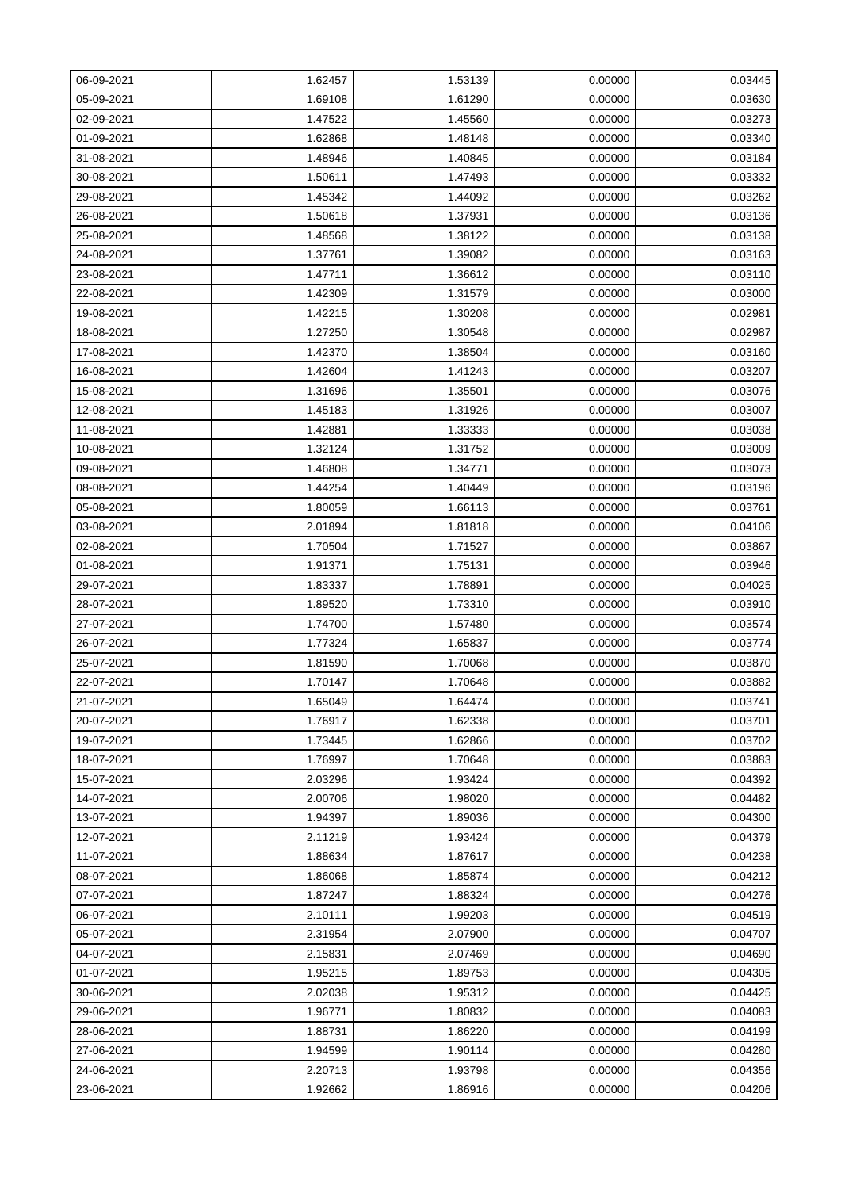| 06-09-2021 | 1.62457 | 1.53139 | 0.00000 | 0.03445 |
|---|---|---|---|---|
| 05-09-2021 | 1.69108 | 1.61290 | 0.00000 | 0.03630 |
| 02-09-2021 | 1.47522 | 1.45560 | 0.00000 | 0.03273 |
| 01-09-2021 | 1.62868 | 1.48148 | 0.00000 | 0.03340 |
| 31-08-2021 | 1.48946 | 1.40845 | 0.00000 | 0.03184 |
| 30-08-2021 | 1.50611 | 1.47493 | 0.00000 | 0.03332 |
| 29-08-2021 | 1.45342 | 1.44092 | 0.00000 | 0.03262 |
| 26-08-2021 | 1.50618 | 1.37931 | 0.00000 | 0.03136 |
| 25-08-2021 | 1.48568 | 1.38122 | 0.00000 | 0.03138 |
| 24-08-2021 | 1.37761 | 1.39082 | 0.00000 | 0.03163 |
| 23-08-2021 | 1.47711 | 1.36612 | 0.00000 | 0.03110 |
| 22-08-2021 | 1.42309 | 1.31579 | 0.00000 | 0.03000 |
| 19-08-2021 | 1.42215 | 1.30208 | 0.00000 | 0.02981 |
| 18-08-2021 | 1.27250 | 1.30548 | 0.00000 | 0.02987 |
| 17-08-2021 | 1.42370 | 1.38504 | 0.00000 | 0.03160 |
| 16-08-2021 | 1.42604 | 1.41243 | 0.00000 | 0.03207 |
| 15-08-2021 | 1.31696 | 1.35501 | 0.00000 | 0.03076 |
| 12-08-2021 | 1.45183 | 1.31926 | 0.00000 | 0.03007 |
| 11-08-2021 | 1.42881 | 1.33333 | 0.00000 | 0.03038 |
| 10-08-2021 | 1.32124 | 1.31752 | 0.00000 | 0.03009 |
| 09-08-2021 | 1.46808 | 1.34771 | 0.00000 | 0.03073 |
| 08-08-2021 | 1.44254 | 1.40449 | 0.00000 | 0.03196 |
| 05-08-2021 | 1.80059 | 1.66113 | 0.00000 | 0.03761 |
| 03-08-2021 | 2.01894 | 1.81818 | 0.00000 | 0.04106 |
| 02-08-2021 | 1.70504 | 1.71527 | 0.00000 | 0.03867 |
| 01-08-2021 | 1.91371 | 1.75131 | 0.00000 | 0.03946 |
| 29-07-2021 | 1.83337 | 1.78891 | 0.00000 | 0.04025 |
| 28-07-2021 | 1.89520 | 1.73310 | 0.00000 | 0.03910 |
| 27-07-2021 | 1.74700 | 1.57480 | 0.00000 | 0.03574 |
| 26-07-2021 | 1.77324 | 1.65837 | 0.00000 | 0.03774 |
| 25-07-2021 | 1.81590 | 1.70068 | 0.00000 | 0.03870 |
| 22-07-2021 | 1.70147 | 1.70648 | 0.00000 | 0.03882 |
| 21-07-2021 | 1.65049 | 1.64474 | 0.00000 | 0.03741 |
| 20-07-2021 | 1.76917 | 1.62338 | 0.00000 | 0.03701 |
| 19-07-2021 | 1.73445 | 1.62866 | 0.00000 | 0.03702 |
| 18-07-2021 | 1.76997 | 1.70648 | 0.00000 | 0.03883 |
| 15-07-2021 | 2.03296 | 1.93424 | 0.00000 | 0.04392 |
| 14-07-2021 | 2.00706 | 1.98020 | 0.00000 | 0.04482 |
| 13-07-2021 | 1.94397 | 1.89036 | 0.00000 | 0.04300 |
| 12-07-2021 | 2.11219 | 1.93424 | 0.00000 | 0.04379 |
| 11-07-2021 | 1.88634 | 1.87617 | 0.00000 | 0.04238 |
| 08-07-2021 | 1.86068 | 1.85874 | 0.00000 | 0.04212 |
| 07-07-2021 | 1.87247 | 1.88324 | 0.00000 | 0.04276 |
| 06-07-2021 | 2.10111 | 1.99203 | 0.00000 | 0.04519 |
| 05-07-2021 | 2.31954 | 2.07900 | 0.00000 | 0.04707 |
| 04-07-2021 | 2.15831 | 2.07469 | 0.00000 | 0.04690 |
| 01-07-2021 | 1.95215 | 1.89753 | 0.00000 | 0.04305 |
| 30-06-2021 | 2.02038 | 1.95312 | 0.00000 | 0.04425 |
| 29-06-2021 | 1.96771 | 1.80832 | 0.00000 | 0.04083 |
| 28-06-2021 | 1.88731 | 1.86220 | 0.00000 | 0.04199 |
| 27-06-2021 | 1.94599 | 1.90114 | 0.00000 | 0.04280 |
| 24-06-2021 | 2.20713 | 1.93798 | 0.00000 | 0.04356 |
| 23-06-2021 | 1.92662 | 1.86916 | 0.00000 | 0.04206 |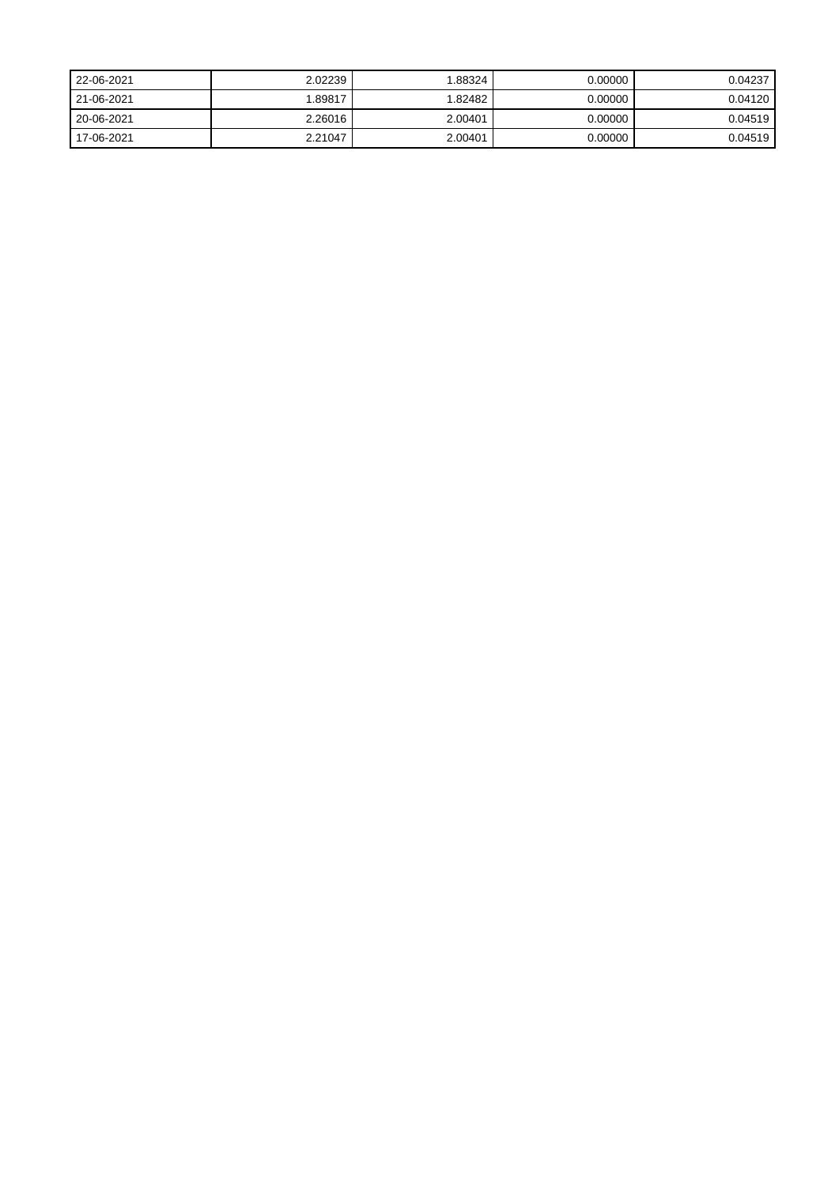| | | | | |
|---|---|---|---|---|
| 22-06-2021 | 2.02239 | 1.88324 | 0.00000 | 0.04237 |
| 21-06-2021 | 1.89817 | 1.82482 | 0.00000 | 0.04120 |
| 20-06-2021 | 2.26016 | 2.00401 | 0.00000 | 0.04519 |
| 17-06-2021 | 2.21047 | 2.00401 | 0.00000 | 0.04519 |